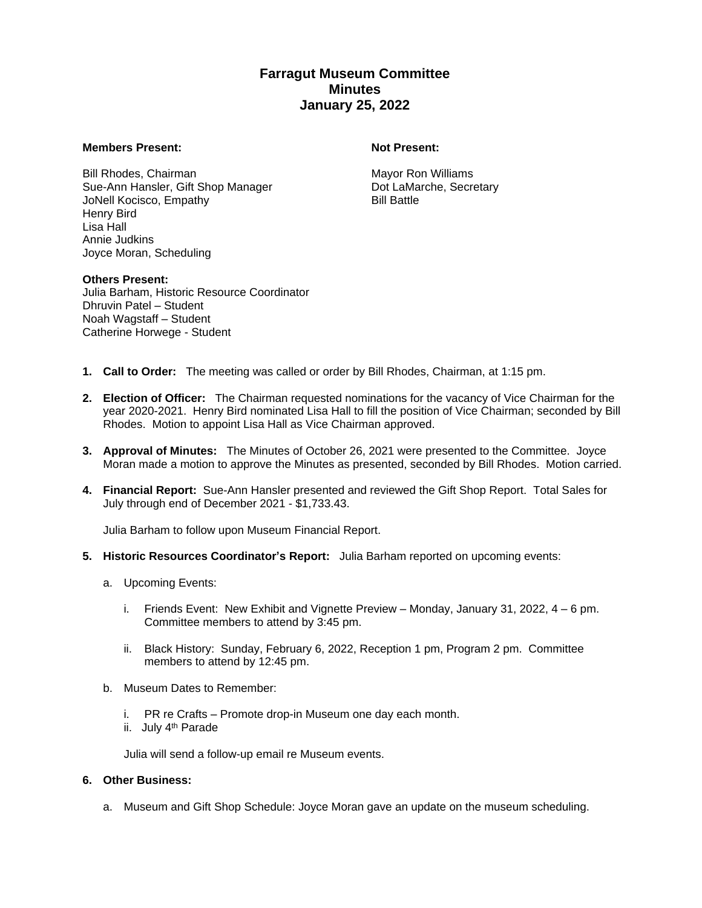# Farragut Museum Committee
# Minutes
# January 25, 2022

**Members Present:**

Bill Rhodes, Chairman
Sue-Ann Hansler, Gift Shop Manager
JoNell Kocisco, Empathy
Henry Bird
Lisa Hall
Annie Judkins
Joyce Moran, Scheduling

**Not Present:**

Mayor Ron Williams
Dot LaMarche, Secretary
Bill Battle

**Others Present:**
Julia Barham, Historic Resource Coordinator
Dhruvin Patel – Student
Noah Wagstaff – Student
Catherine Horwege - Student

1. **Call to Order:** The meeting was called or order by Bill Rhodes, Chairman, at 1:15 pm.

2. **Election of Officer:** The Chairman requested nominations for the vacancy of Vice Chairman for the year 2020-2021. Henry Bird nominated Lisa Hall to fill the position of Vice Chairman; seconded by Bill Rhodes. Motion to appoint Lisa Hall as Vice Chairman approved.

3. **Approval of Minutes:** The Minutes of October 26, 2021 were presented to the Committee. Joyce Moran made a motion to approve the Minutes as presented, seconded by Bill Rhodes. Motion carried.

4. **Financial Report:** Sue-Ann Hansler presented and reviewed the Gift Shop Report. Total Sales for July through end of December 2021 - $1,733.43.

   Julia Barham to follow upon Museum Financial Report.

5. **Historic Resources Coordinator's Report:** Julia Barham reported on upcoming events:

   a. Upcoming Events:

      i. Friends Event: New Exhibit and Vignette Preview – Monday, January 31, 2022, 4 – 6 pm. Committee members to attend by 3:45 pm.

      ii. Black History: Sunday, February 6, 2022, Reception 1 pm, Program 2 pm. Committee members to attend by 12:45 pm.

   b. Museum Dates to Remember:

      i. PR re Crafts – Promote drop-in Museum one day each month.
      ii. July 4th Parade

   Julia will send a follow-up email re Museum events.

6. **Other Business:**

   a. Museum and Gift Shop Schedule: Joyce Moran gave an update on the museum scheduling.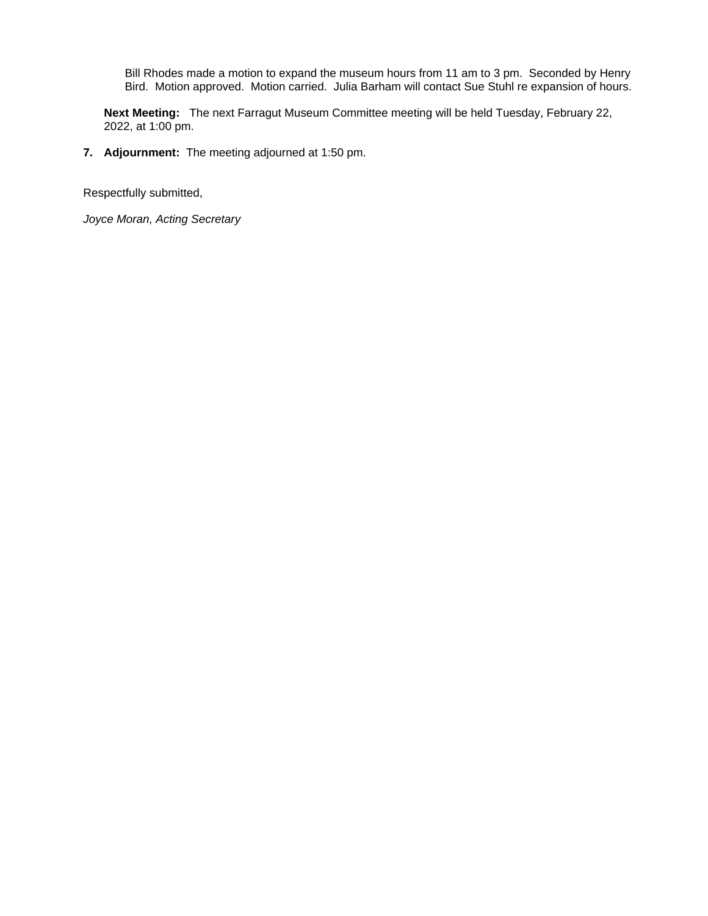Bill Rhodes made a motion to expand the museum hours from 11 am to 3 pm. Seconded by Henry Bird. Motion approved. Motion carried. Julia Barham will contact Sue Stuhl re expansion of hours.

**Next Meeting:** The next Farragut Museum Committee meeting will be held Tuesday, February 22, 2022, at 1:00 pm.

7. **Adjournment:** The meeting adjourned at 1:50 pm.

Respectfully submitted,

*Joyce Moran, Acting Secretary*